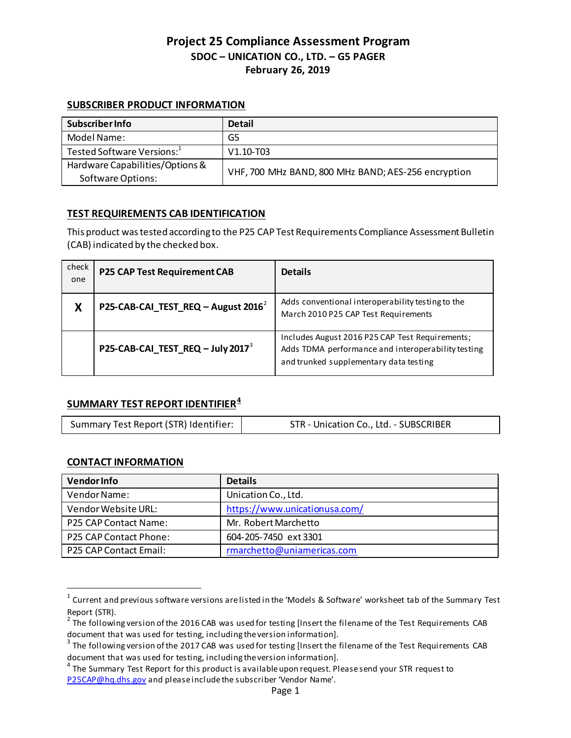# Project 25 Compliance Assessment Program

## SDOC – UNICATION CO., LTD. – G5 PAGER

## February 26, 2019

### SUBSCRIBER PRODUCT INFORMATION

| Subscriber Info | Detail |
|---|---|
| Model Name: | G5 |
| Tested Software Versions:[1] | V1.10-T03 |
| Hardware Capabilities/Options & Software Options: | VHF, 700 MHz BAND, 800 MHz BAND; AES-256 encryption |

### TEST REQUIREMENTS CAB IDENTIFICATION

This product was tested according to the P25 CAP Test Requirements Compliance Assessment Bulletin (CAB) indicated by the checked box.

| check one | P25 CAP Test Requirement CAB | Details |
|---|---|---|
| X | P25-CAB-CAI_TEST_REQ – August 2016[2] | Adds conventional interoperability testing to the March 2010 P25 CAP Test Requirements |
| | P25-CAB-CAI_TEST_REQ – July 2017[3] | Includes August 2016 P25 CAP Test Requirements; Adds TDMA performance and interoperability testing and trunked supplementary data testing |

### SUMMARY TEST REPORT IDENTIFIER[4]

| Summary Test Report (STR) Identifier: | STR - Unication Co., Ltd. - SUBSCRIBER |
|---|---|

### CONTACT INFORMATION

| Vendor Info | Details |
|---|---|
| Vendor Name: | Unication Co., Ltd. |
| Vendor Website URL: | https://www.unicationusa.com/ |
| P25 CAP Contact Name: | Mr. Robert Marchetto |
| P25 CAP Contact Phone: | 604-205-7450 ext 3301 |
| P25 CAP Contact Email: | rmarchetto@uniamericas.com |

---

[1] Current and previous software versions are listed in the 'Models & Software' worksheet tab of the Summary Test Report (STR).

[2] The following version of the 2016 CAB was used for testing [Insert the filename of the Test Requirements CAB document that was used for testing, including the version information].

[3] The following version of the 2017 CAB was used for testing [Insert the filename of the Test Requirements CAB document that was used for testing, including the version information].

[4] The Summary Test Report for this product is available upon request. Please send your STR request to P25CAP@hq.dhs.gov and please include the subscriber 'Vendor Name'.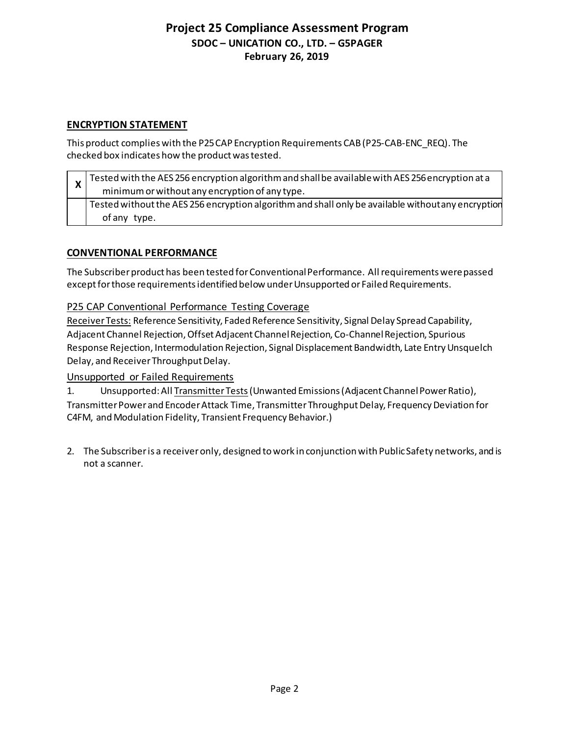## ENCRYPTION STATEMENT

This product complies with the P25 CAP Encryption Requirements CAB (P25-CAB-ENC_REQ). The checked box indicates how the product was tested.

| | |
|---|---|
| X | Tested with the AES 256 encryption algorithm and shall be available with AES 256 encryption at a minimum or without any encryption of any type. |
| | Tested without the AES 256 encryption algorithm and shall only be available without any encryption of any type. |

## CONVENTIONAL PERFORMANCE

The Subscriber product has been tested for Conventional Performance. All requirements were passed except for those requirements identified below under Unsupported or Failed Requirements.

### P25 CAP Conventional Performance Testing Coverage

Receiver Tests: Reference Sensitivity, Faded Reference Sensitivity, Signal Delay Spread Capability, Adjacent Channel Rejection, Offset Adjacent Channel Rejection, Co-Channel Rejection, Spurious Response Rejection, Intermodulation Rejection, Signal Displacement Bandwidth, Late Entry Unsquelch Delay, and Receiver Throughput Delay.

### Unsupported or Failed Requirements

1. Unsupported: All Transmitter Tests (Unwanted Emissions (Adjacent Channel Power Ratio), Transmitter Power and Encoder Attack Time, Transmitter Throughput Delay, Frequency Deviation for C4FM, and Modulation Fidelity, Transient Frequency Behavior.)

2. The Subscriber is a receiver only, designed to work in conjunction with Public Safety networks, and is not a scanner.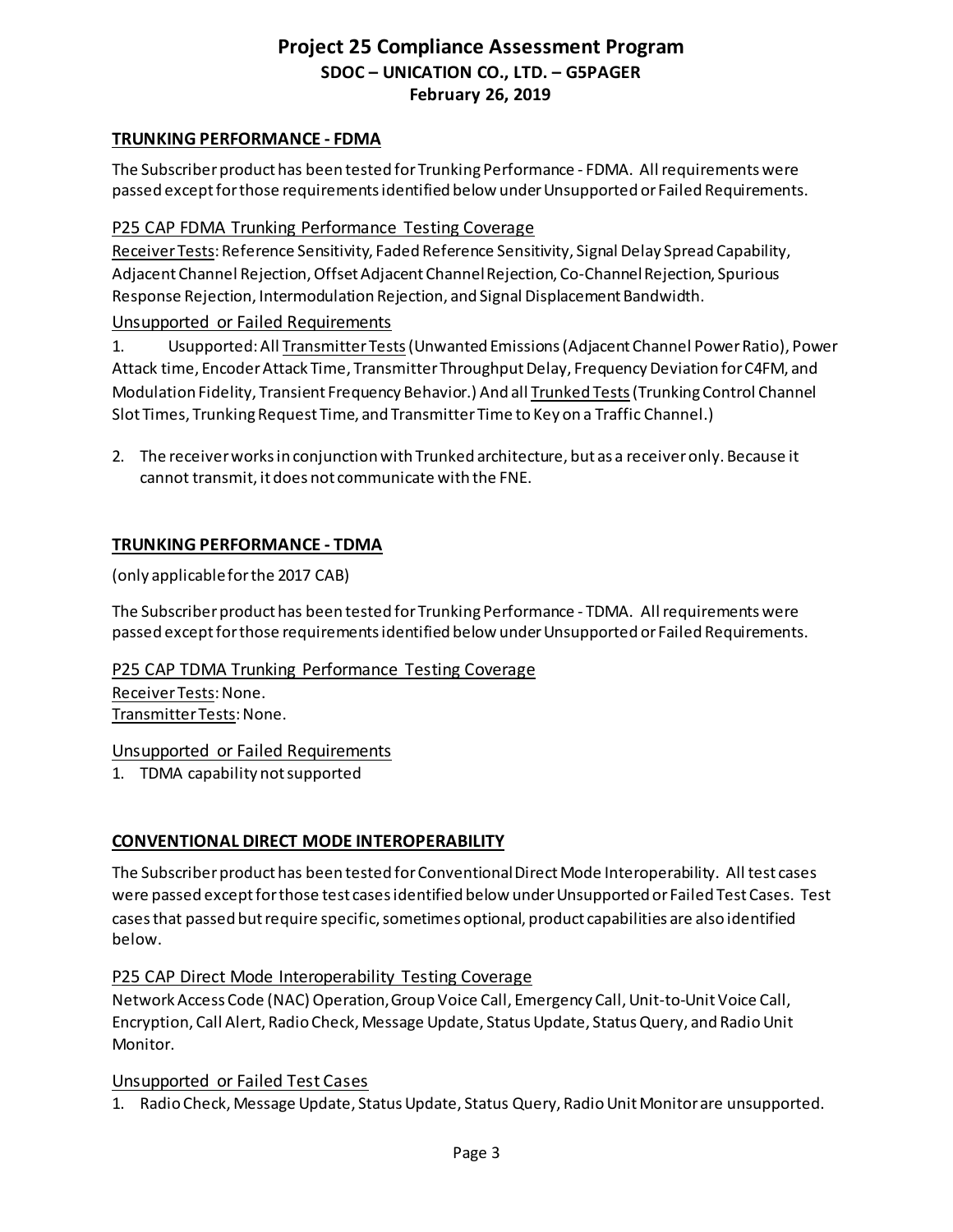## TRUNKING PERFORMANCE - FDMA

The Subscriber product has been tested for Trunking Performance - FDMA. All requirements were passed except for those requirements identified below under Unsupported or Failed Requirements.

### P25 CAP FDMA Trunking Performance Testing Coverage

Receiver Tests: Reference Sensitivity, Faded Reference Sensitivity, Signal Delay Spread Capability, Adjacent Channel Rejection, Offset Adjacent Channel Rejection, Co-Channel Rejection, Spurious Response Rejection, Intermodulation Rejection, and Signal Displacement Bandwidth.

### Unsupported or Failed Requirements

1. Usupported: All Transmitter Tests (Unwanted Emissions (Adjacent Channel Power Ratio), Power Attack time, Encoder Attack Time, Transmitter Throughput Delay, Frequency Deviation for C4FM, and Modulation Fidelity, Transient Frequency Behavior.) And all Trunked Tests (Trunking Control Channel Slot Times, Trunking Request Time, and Transmitter Time to Key on a Traffic Channel.)

2. The receiver works in conjunction with Trunked architecture, but as a receiver only. Because it cannot transmit, it does not communicate with the FNE.

## TRUNKING PERFORMANCE - TDMA

(only applicable for the 2017 CAB)

The Subscriber product has been tested for Trunking Performance - TDMA. All requirements were passed except for those requirements identified below under Unsupported or Failed Requirements.

### P25 CAP TDMA Trunking Performance Testing Coverage

Receiver Tests: None.
Transmitter Tests: None.

### Unsupported or Failed Requirements

1. TDMA capability not supported

## CONVENTIONAL DIRECT MODE INTEROPERABILITY

The Subscriber product has been tested for Conventional Direct Mode Interoperability. All test cases were passed except for those test cases identified below under Unsupported or Failed Test Cases. Test cases that passed but require specific, sometimes optional, product capabilities are also identified below.

### P25 CAP Direct Mode Interoperability Testing Coverage

Network Access Code (NAC) Operation, Group Voice Call, Emergency Call, Unit-to-Unit Voice Call, Encryption, Call Alert, Radio Check, Message Update, Status Update, Status Query, and Radio Unit Monitor.

### Unsupported or Failed Test Cases

1. Radio Check, Message Update, Status Update, Status Query, Radio Unit Monitor are unsupported.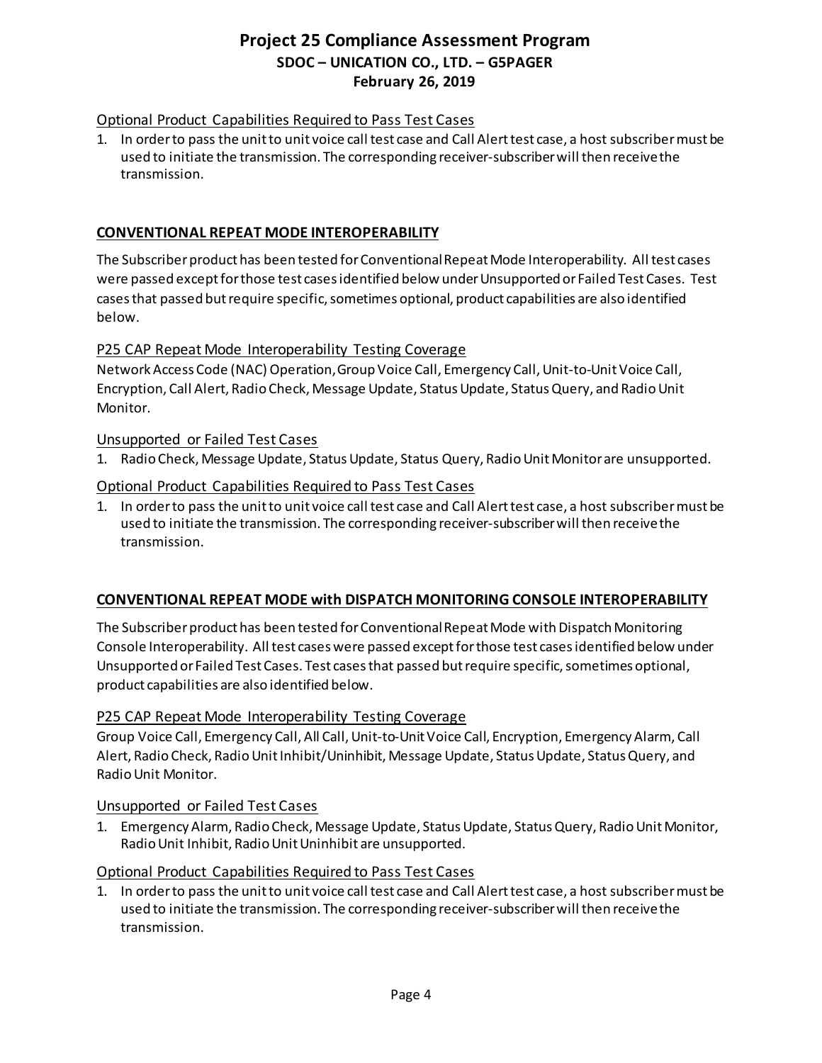Optional Product Capabilities Required to Pass Test Cases

1. In order to pass the unit to unit voice call test case and Call Alert test case, a host subscriber must be used to initiate the transmission. The corresponding receiver-subscriber will then receive the transmission.

## CONVENTIONAL REPEAT MODE INTEROPERABILITY

The Subscriber product has been tested for Conventional Repeat Mode Interoperability. All test cases were passed except for those test cases identified below under Unsupported or Failed Test Cases. Test cases that passed but require specific, sometimes optional, product capabilities are also identified below.

### P25 CAP Repeat Mode Interoperability Testing Coverage

Network Access Code (NAC) Operation, Group Voice Call, Emergency Call, Unit-to-Unit Voice Call, Encryption, Call Alert, Radio Check, Message Update, Status Update, Status Query, and Radio Unit Monitor.

### Unsupported or Failed Test Cases

1. Radio Check, Message Update, Status Update, Status Query, Radio Unit Monitor are unsupported.

### Optional Product Capabilities Required to Pass Test Cases

1. In order to pass the unit to unit voice call test case and Call Alert test case, a host subscriber must be used to initiate the transmission. The corresponding receiver-subscriber will then receive the transmission.

## CONVENTIONAL REPEAT MODE with DISPATCH MONITORING CONSOLE INTEROPERABILITY

The Subscriber product has been tested for Conventional Repeat Mode with Dispatch Monitoring Console Interoperability. All test cases were passed except for those test cases identified below under Unsupported or Failed Test Cases. Test cases that passed but require specific, sometimes optional, product capabilities are also identified below.

### P25 CAP Repeat Mode Interoperability Testing Coverage

Group Voice Call, Emergency Call, All Call, Unit-to-Unit Voice Call, Encryption, Emergency Alarm, Call Alert, Radio Check, Radio Unit Inhibit/Uninhibit, Message Update, Status Update, Status Query, and Radio Unit Monitor.

### Unsupported or Failed Test Cases

1. Emergency Alarm, Radio Check, Message Update, Status Update, Status Query, Radio Unit Monitor, Radio Unit Inhibit, Radio Unit Uninhibit are unsupported.

### Optional Product Capabilities Required to Pass Test Cases

1. In order to pass the unit to unit voice call test case and Call Alert test case, a host subscriber must be used to initiate the transmission. The corresponding receiver-subscriber will then receive the transmission.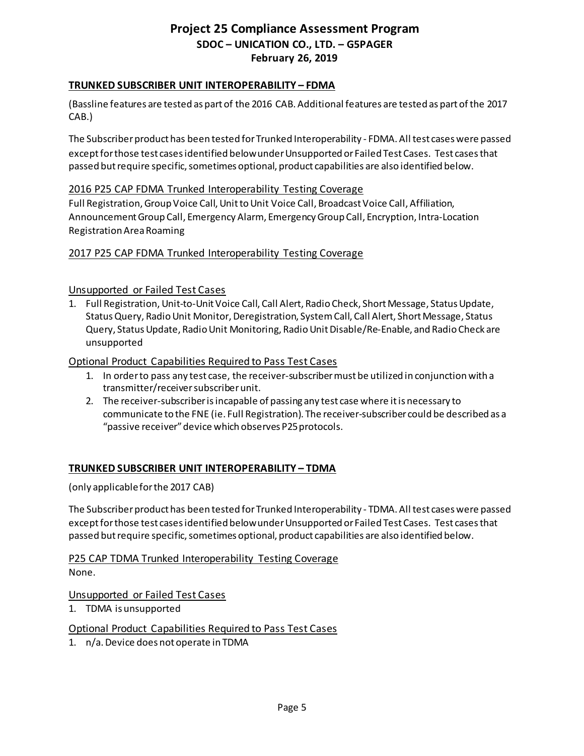**TRUNKED SUBSCRIBER UNIT INTEROPERABILITY – FDMA**

(Bassline features are tested as part of the 2016 CAB. Additional features are tested as part of the 2017 CAB.)

The Subscriber product has been tested for Trunked Interoperability - FDMA. All test cases were passed except for those test cases identified below under Unsupported or Failed Test Cases. Test cases that passed but require specific, sometimes optional, product capabilities are also identified below.

2016 P25 CAP FDMA Trunked Interoperability Testing Coverage

Full Registration, Group Voice Call, Unit to Unit Voice Call, Broadcast Voice Call, Affiliation, Announcement Group Call, Emergency Alarm, Emergency Group Call, Encryption, Intra-Location Registration Area Roaming

2017 P25 CAP FDMA Trunked Interoperability Testing Coverage

Unsupported or Failed Test Cases

1. Full Registration, Unit-to-Unit Voice Call, Call Alert, Radio Check, Short Message, Status Update, Status Query, Radio Unit Monitor, Deregistration, System Call, Call Alert, Short Message, Status Query, Status Update, Radio Unit Monitoring, Radio Unit Disable/Re-Enable, and Radio Check are unsupported

Optional Product Capabilities Required to Pass Test Cases

1. In order to pass any test case, the receiver-subscriber must be utilized in conjunction with a transmitter/receiver subscriber unit.
2. The receiver-subscriber is incapable of passing any test case where it is necessary to communicate to the FNE (ie. Full Registration). The receiver-subscriber could be described as a "passive receiver" device which observes P25 protocols.

**TRUNKED SUBSCRIBER UNIT INTEROPERABILITY – TDMA**

(only applicable for the 2017 CAB)

The Subscriber product has been tested for Trunked Interoperability - TDMA. All test cases were passed except for those test cases identified below under Unsupported or Failed Test Cases. Test cases that passed but require specific, sometimes optional, product capabilities are also identified below.

P25 CAP TDMA Trunked Interoperability Testing Coverage

None.

Unsupported or Failed Test Cases

1. TDMA is unsupported

Optional Product Capabilities Required to Pass Test Cases

1. n/a. Device does not operate in TDMA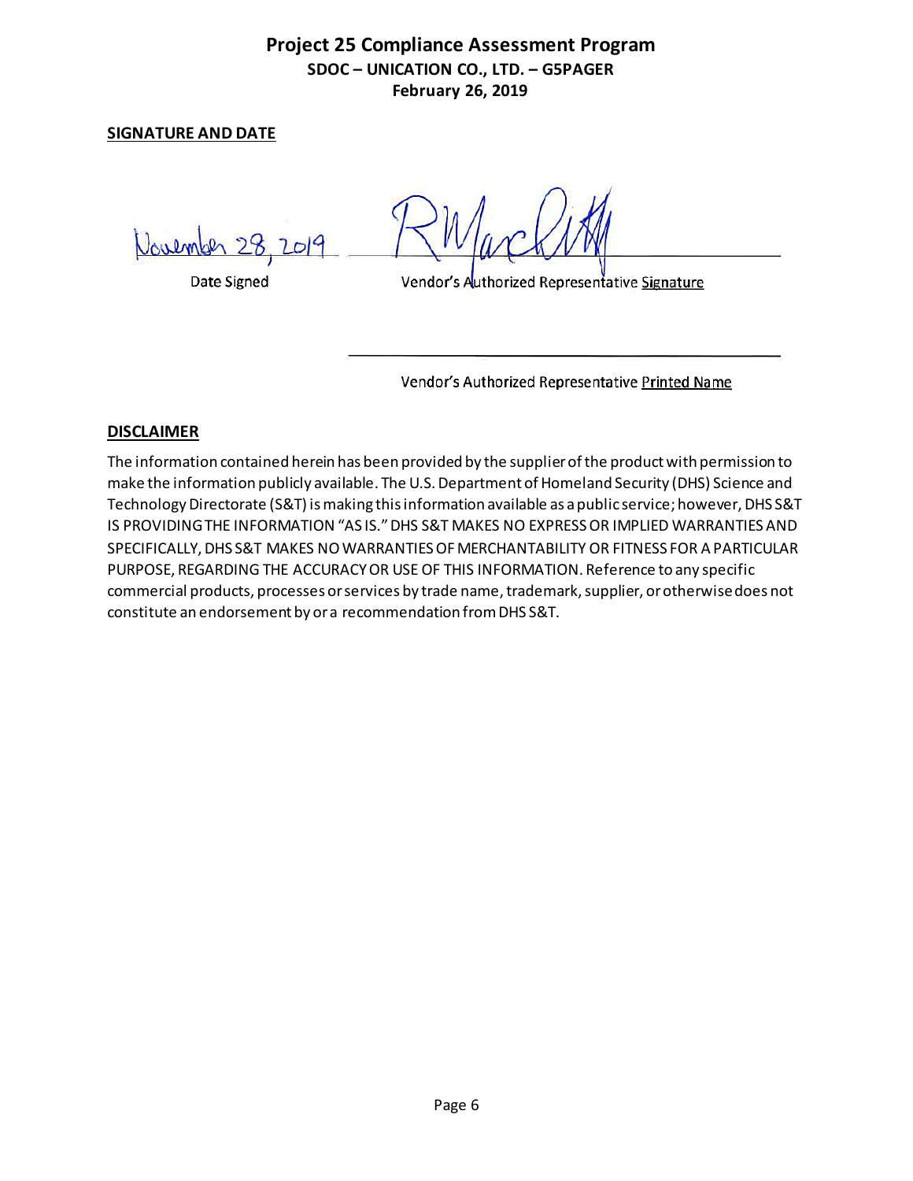## SIGNATURE AND DATE

November 28, 2019

Date Signed

RMarcLitt

Vendor's Authorized Representative Signature

Vendor's Authorized Representative Printed Name

## DISCLAIMER

The information contained herein has been provided by the supplier of the product with permission to make the information publicly available. The U.S. Department of Homeland Security (DHS) Science and Technology Directorate (S&T) is making this information available as a public service; however, DHS S&T IS PROVIDING THE INFORMATION "AS IS." DHS S&T MAKES NO EXPRESS OR IMPLIED WARRANTIES AND SPECIFICALLY, DHS S&T MAKES NO WARRANTIES OF MERCHANTABILITY OR FITNESS FOR A PARTICULAR PURPOSE, REGARDING THE ACCURACY OR USE OF THIS INFORMATION. Reference to any specific commercial products, processes or services by trade name, trademark, supplier, or otherwise does not constitute an endorsement by or a recommendation from DHS S&T.